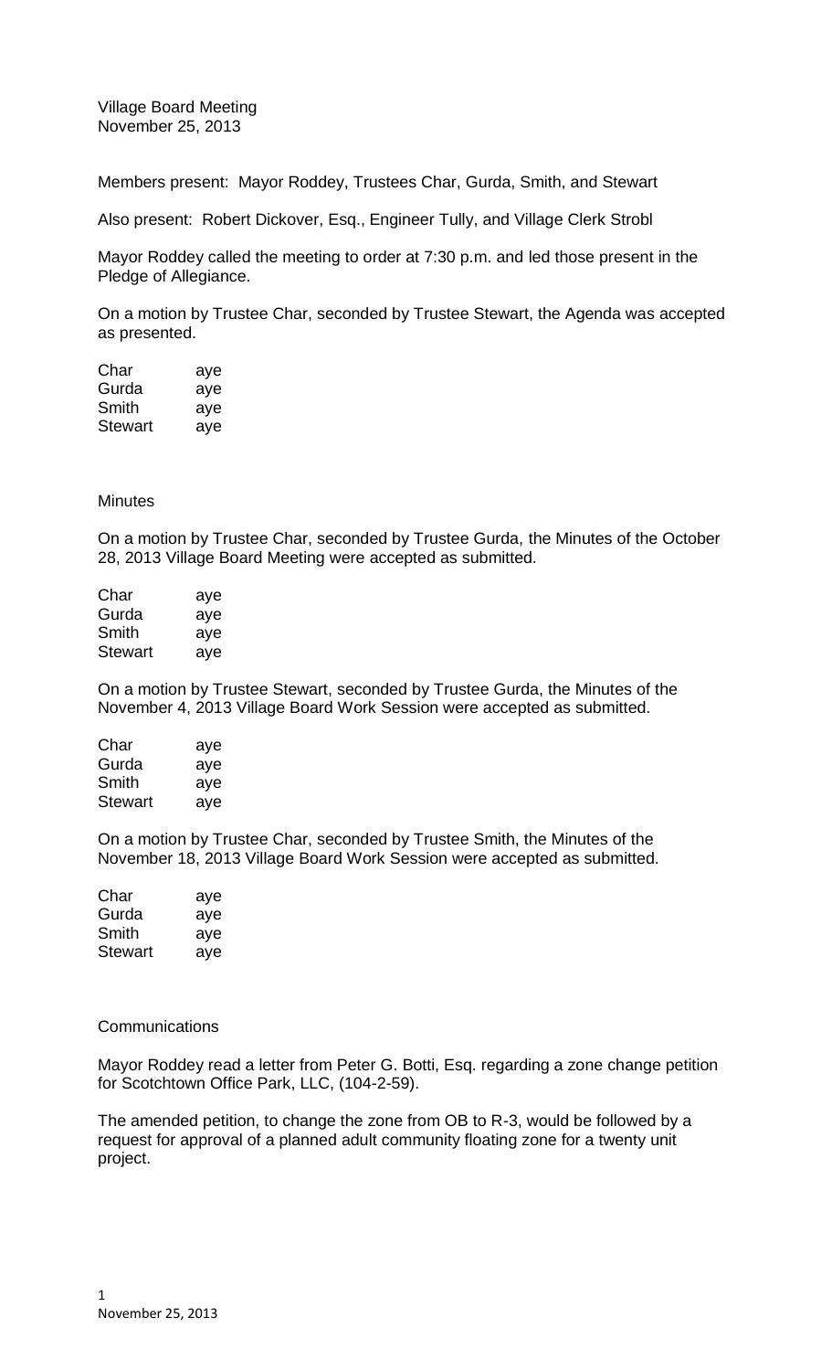Village Board Meeting
November 25, 2013

Members present: Mayor Roddey, Trustees Char, Gurda, Smith, and Stewart

Also present: Robert Dickover, Esq., Engineer Tully, and Village Clerk Strobl

Mayor Roddey called the meeting to order at 7:30 p.m. and led those present in the Pledge of Allegiance.

On a motion by Trustee Char, seconded by Trustee Stewart, the Agenda was accepted as presented.

| | |
|---|---|
| Char | aye |
| Gurda | aye |
| Smith | aye |
| Stewart | aye |

Minutes

On a motion by Trustee Char, seconded by Trustee Gurda, the Minutes of the October 28, 2013 Village Board Meeting were accepted as submitted.

| | |
|---|---|
| Char | aye |
| Gurda | aye |
| Smith | aye |
| Stewart | aye |

On a motion by Trustee Stewart, seconded by Trustee Gurda, the Minutes of the November 4, 2013 Village Board Work Session were accepted as submitted.

| | |
|---|---|
| Char | aye |
| Gurda | aye |
| Smith | aye |
| Stewart | aye |

On a motion by Trustee Char, seconded by Trustee Smith, the Minutes of the November 18, 2013 Village Board Work Session were accepted as submitted.

| | |
|---|---|
| Char | aye |
| Gurda | aye |
| Smith | aye |
| Stewart | aye |

Communications

Mayor Roddey read a letter from Peter G. Botti, Esq. regarding a zone change petition for Scotchtown Office Park, LLC, (104-2-59).

The amended petition, to change the zone from OB to R-3, would be followed by a request for approval of a planned adult community floating zone for a twenty unit project.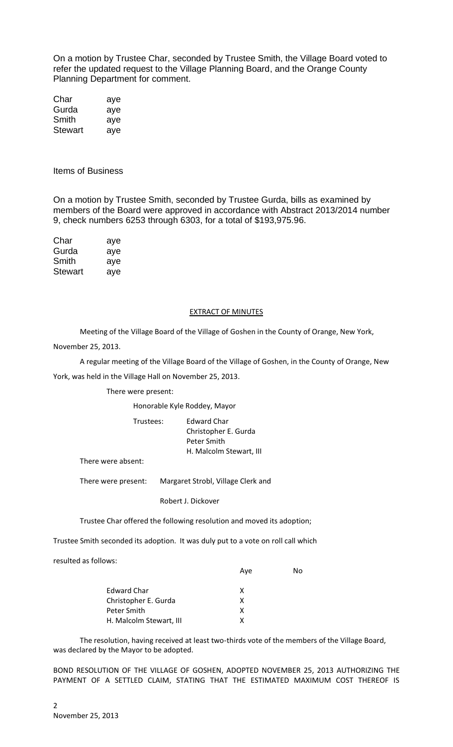On a motion by Trustee Char, seconded by Trustee Smith, the Village Board voted to refer the updated request to the Village Planning Board, and the Orange County Planning Department for comment.

| | |
|---|---|
| Char | aye |
| Gurda | aye |
| Smith | aye |
| Stewart | aye |

Items of Business

On a motion by Trustee Smith, seconded by Trustee Gurda, bills as examined by members of the Board were approved in accordance with Abstract 2013/2014 number 9, check numbers 6253 through 6303, for a total of $193,975.96.

| | |
|---|---|
| Char | aye |
| Gurda | aye |
| Smith | aye |
| Stewart | aye |

EXTRACT OF MINUTES

Meeting of the Village Board of the Village of Goshen in the County of Orange, New York, November 25, 2013.

A regular meeting of the Village Board of the Village of Goshen, in the County of Orange, New York, was held in the Village Hall on November 25, 2013.

There were present:

Honorable Kyle Roddey, Mayor

Trustees: Edward Char
Christopher E. Gurda
Peter Smith
H. Malcolm Stewart, III

There were absent:

There were present: Margaret Strobl, Village Clerk and

Robert J. Dickover

Trustee Char offered the following resolution and moved its adoption;

Trustee Smith seconded its adoption. It was duly put to a vote on roll call which resulted as follows:

| | Aye | No |
|---|---|---|
| Edward Char | X | |
| Christopher E. Gurda | X | |
| Peter Smith | X | |
| H. Malcolm Stewart, III | X | |

The resolution, having received at least two-thirds vote of the members of the Village Board, was declared by the Mayor to be adopted.

BOND RESOLUTION OF THE VILLAGE OF GOSHEN, ADOPTED NOVEMBER 25, 2013 AUTHORIZING THE PAYMENT OF A SETTLED CLAIM, STATING THAT THE ESTIMATED MAXIMUM COST THEREOF IS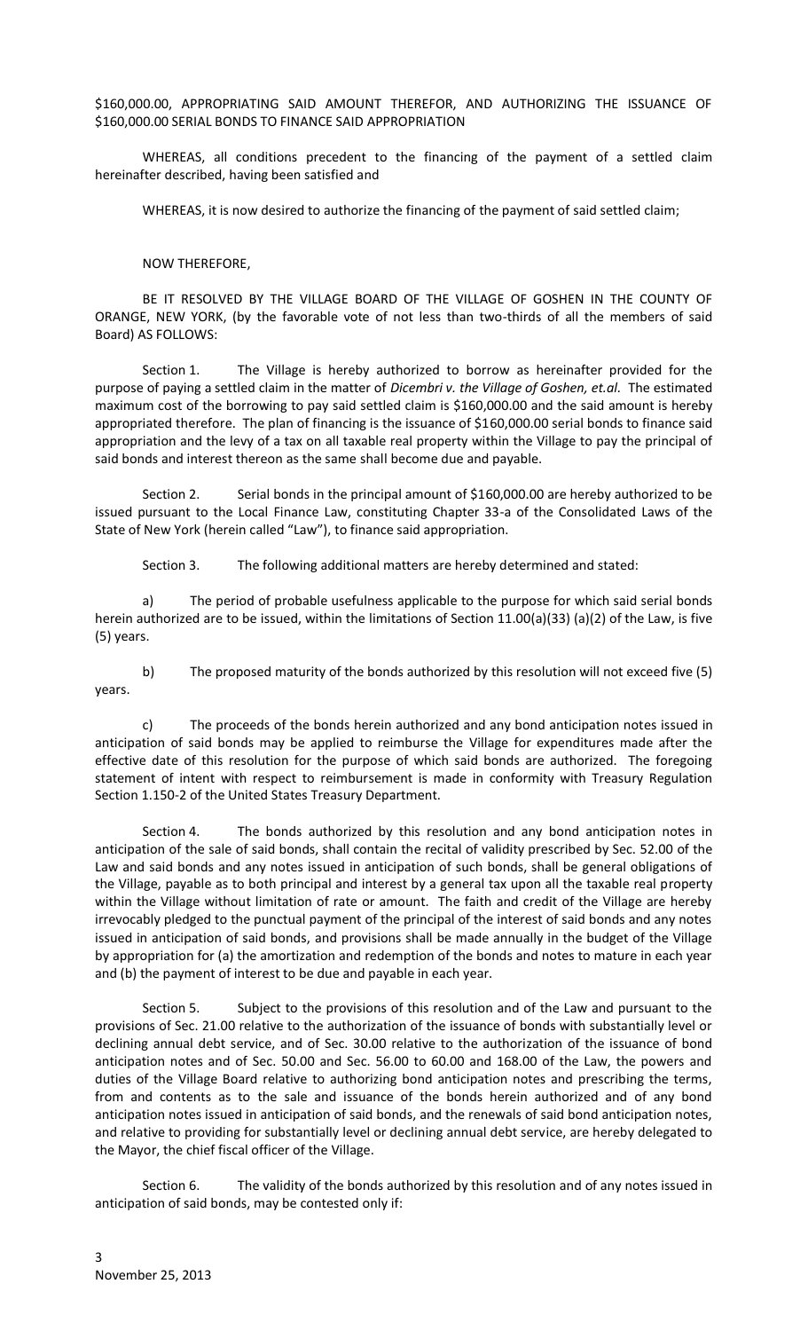$160,000.00, APPROPRIATING SAID AMOUNT THEREFOR, AND AUTHORIZING THE ISSUANCE OF $160,000.00 SERIAL BONDS TO FINANCE SAID APPROPRIATION

WHEREAS, all conditions precedent to the financing of the payment of a settled claim hereinafter described, having been satisfied and

WHEREAS, it is now desired to authorize the financing of the payment of said settled claim;

NOW THEREFORE,

BE IT RESOLVED BY THE VILLAGE BOARD OF THE VILLAGE OF GOSHEN IN THE COUNTY OF ORANGE, NEW YORK, (by the favorable vote of not less than two-thirds of all the members of said Board) AS FOLLOWS:

Section 1. The Village is hereby authorized to borrow as hereinafter provided for the purpose of paying a settled claim in the matter of *Dicembri v. the Village of Goshen, et.al.* The estimated maximum cost of the borrowing to pay said settled claim is $160,000.00 and the said amount is hereby appropriated therefore. The plan of financing is the issuance of $160,000.00 serial bonds to finance said appropriation and the levy of a tax on all taxable real property within the Village to pay the principal of said bonds and interest thereon as the same shall become due and payable.

Section 2. Serial bonds in the principal amount of $160,000.00 are hereby authorized to be issued pursuant to the Local Finance Law, constituting Chapter 33-a of the Consolidated Laws of the State of New York (herein called "Law"), to finance said appropriation.

Section 3. The following additional matters are hereby determined and stated:

a) The period of probable usefulness applicable to the purpose for which said serial bonds herein authorized are to be issued, within the limitations of Section 11.00(a)(33) (a)(2) of the Law, is five (5) years.

b) The proposed maturity of the bonds authorized by this resolution will not exceed five (5) years.

c) The proceeds of the bonds herein authorized and any bond anticipation notes issued in anticipation of said bonds may be applied to reimburse the Village for expenditures made after the effective date of this resolution for the purpose of which said bonds are authorized. The foregoing statement of intent with respect to reimbursement is made in conformity with Treasury Regulation Section 1.150-2 of the United States Treasury Department.

Section 4. The bonds authorized by this resolution and any bond anticipation notes in anticipation of the sale of said bonds, shall contain the recital of validity prescribed by Sec. 52.00 of the Law and said bonds and any notes issued in anticipation of such bonds, shall be general obligations of the Village, payable as to both principal and interest by a general tax upon all the taxable real property within the Village without limitation of rate or amount. The faith and credit of the Village are hereby irrevocably pledged to the punctual payment of the principal of the interest of said bonds and any notes issued in anticipation of said bonds, and provisions shall be made annually in the budget of the Village by appropriation for (a) the amortization and redemption of the bonds and notes to mature in each year and (b) the payment of interest to be due and payable in each year.

Section 5. Subject to the provisions of this resolution and of the Law and pursuant to the provisions of Sec. 21.00 relative to the authorization of the issuance of bonds with substantially level or declining annual debt service, and of Sec. 30.00 relative to the authorization of the issuance of bond anticipation notes and of Sec. 50.00 and Sec. 56.00 to 60.00 and 168.00 of the Law, the powers and duties of the Village Board relative to authorizing bond anticipation notes and prescribing the terms, from and contents as to the sale and issuance of the bonds herein authorized and of any bond anticipation notes issued in anticipation of said bonds, and the renewals of said bond anticipation notes, and relative to providing for substantially level or declining annual debt service, are hereby delegated to the Mayor, the chief fiscal officer of the Village.

Section 6. The validity of the bonds authorized by this resolution and of any notes issued in anticipation of said bonds, may be contested only if:

November 25, 2013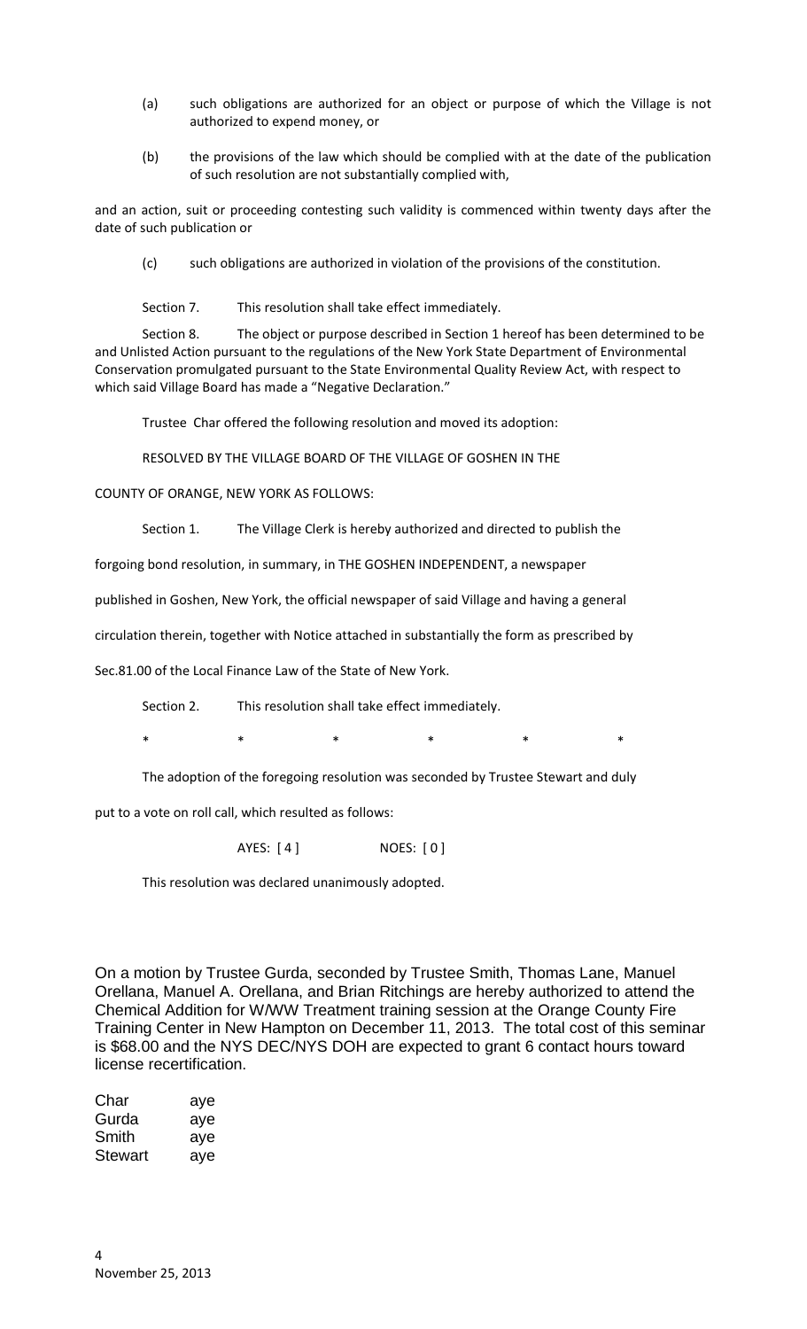(a) such obligations are authorized for an object or purpose of which the Village is not authorized to expend money, or

(b) the provisions of the law which should be complied with at the date of the publication of such resolution are not substantially complied with,

and an action, suit or proceeding contesting such validity is commenced within twenty days after the date of such publication or

(c) such obligations are authorized in violation of the provisions of the constitution.

Section 7. This resolution shall take effect immediately.

Section 8. The object or purpose described in Section 1 hereof has been determined to be and Unlisted Action pursuant to the regulations of the New York State Department of Environmental Conservation promulgated pursuant to the State Environmental Quality Review Act, with respect to which said Village Board has made a "Negative Declaration."

Trustee Char offered the following resolution and moved its adoption:

RESOLVED BY THE VILLAGE BOARD OF THE VILLAGE OF GOSHEN IN THE COUNTY OF ORANGE, NEW YORK AS FOLLOWS:

Section 1. The Village Clerk is hereby authorized and directed to publish the forgoing bond resolution, in summary, in THE GOSHEN INDEPENDENT, a newspaper published in Goshen, New York, the official newspaper of said Village and having a general circulation therein, together with Notice attached in substantially the form as prescribed by Sec.81.00 of the Local Finance Law of the State of New York.

Section 2. This resolution shall take effect immediately.

\* \* \* \* \* \*

The adoption of the foregoing resolution was seconded by Trustee Stewart and duly put to a vote on roll call, which resulted as follows:

AYES: [ 4 ] NOES: [ 0 ]

This resolution was declared unanimously adopted.

On a motion by Trustee Gurda, seconded by Trustee Smith, Thomas Lane, Manuel Orellana, Manuel A. Orellana, and Brian Ritchings are hereby authorized to attend the Chemical Addition for W/WW Treatment training session at the Orange County Fire Training Center in New Hampton on December 11, 2013. The total cost of this seminar is $68.00 and the NYS DEC/NYS DOH are expected to grant 6 contact hours toward license recertification.

| | |
|---|---|
| Char | aye |
| Gurda | aye |
| Smith | aye |
| Stewart | aye |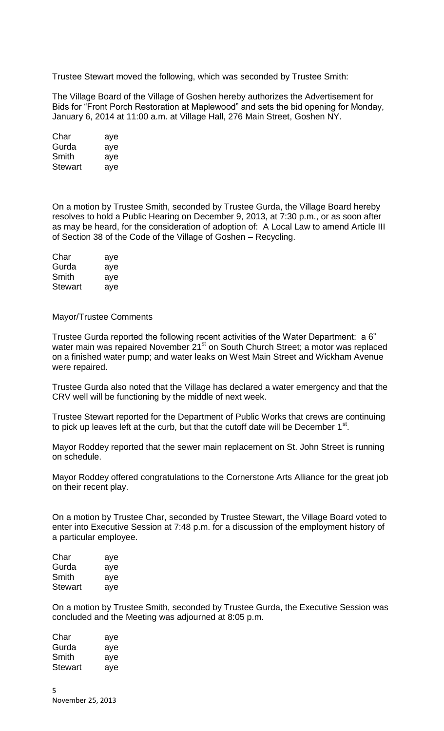Trustee Stewart moved the following, which was seconded by Trustee Smith:

The Village Board of the Village of Goshen hereby authorizes the Advertisement for Bids for "Front Porch Restoration at Maplewood" and sets the bid opening for Monday, January 6, 2014 at 11:00 a.m. at Village Hall, 276 Main Street, Goshen NY.

| | |
|---|---|
| Char | aye |
| Gurda | aye |
| Smith | aye |
| Stewart | aye |

On a motion by Trustee Smith, seconded by Trustee Gurda, the Village Board hereby resolves to hold a Public Hearing on December 9, 2013, at 7:30 p.m., or as soon after as may be heard, for the consideration of adoption of: A Local Law to amend Article III of Section 38 of the Code of the Village of Goshen – Recycling.

| | |
|---|---|
| Char | aye |
| Gurda | aye |
| Smith | aye |
| Stewart | aye |

Mayor/Trustee Comments

Trustee Gurda reported the following recent activities of the Water Department: a 6" water main was repaired November 21st on South Church Street; a motor was replaced on a finished water pump; and water leaks on West Main Street and Wickham Avenue were repaired.

Trustee Gurda also noted that the Village has declared a water emergency and that the CRV well will be functioning by the middle of next week.

Trustee Stewart reported for the Department of Public Works that crews are continuing to pick up leaves left at the curb, but that the cutoff date will be December 1st.

Mayor Roddey reported that the sewer main replacement on St. John Street is running on schedule.

Mayor Roddey offered congratulations to the Cornerstone Arts Alliance for the great job on their recent play.

On a motion by Trustee Char, seconded by Trustee Stewart, the Village Board voted to enter into Executive Session at 7:48 p.m. for a discussion of the employment history of a particular employee.

| | |
|---|---|
| Char | aye |
| Gurda | aye |
| Smith | aye |
| Stewart | aye |

On a motion by Trustee Smith, seconded by Trustee Gurda, the Executive Session was concluded and the Meeting was adjourned at 8:05 p.m.

| | |
|---|---|
| Char | aye |
| Gurda | aye |
| Smith | aye |
| Stewart | aye |